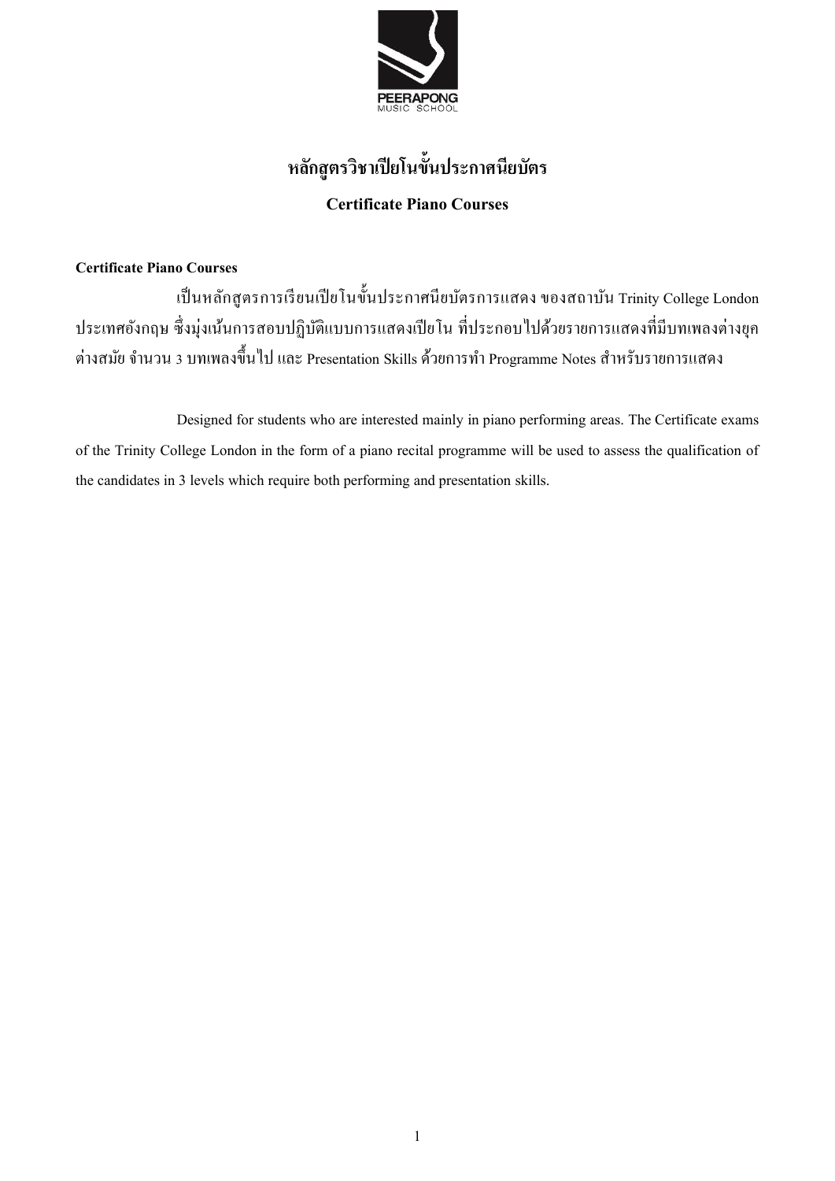# หลักสูตรวิชาเปียโนขั้นประกาศนียบัตร

## Certificate Piano Courses

**Certificate Piano Courses**

เป็นหลักสูตรการเรียนเปียโนขั้นประกาศนียบัตรการแสดง ของสถาบัน Trinity College London ประเทศอังกฤษ ซึ่งมุ่งเน้นการสอบปฏิบัติแบบการแสดงเปียโน ที่ประกอบไปด้วยรายการแสดงที่มีบทเพลงต่างยุคต่างสมัย จำนวน 3 บทเพลงขึ้นไป และ Presentation Skills ด้วยการทำ Programme Notes สำหรับรายการแสดง

Designed for students who are interested mainly in piano performing areas. The Certificate exams of the Trinity College London in the form of a piano recital programme will be used to assess the qualification of the candidates in 3 levels which require both performing and presentation skills.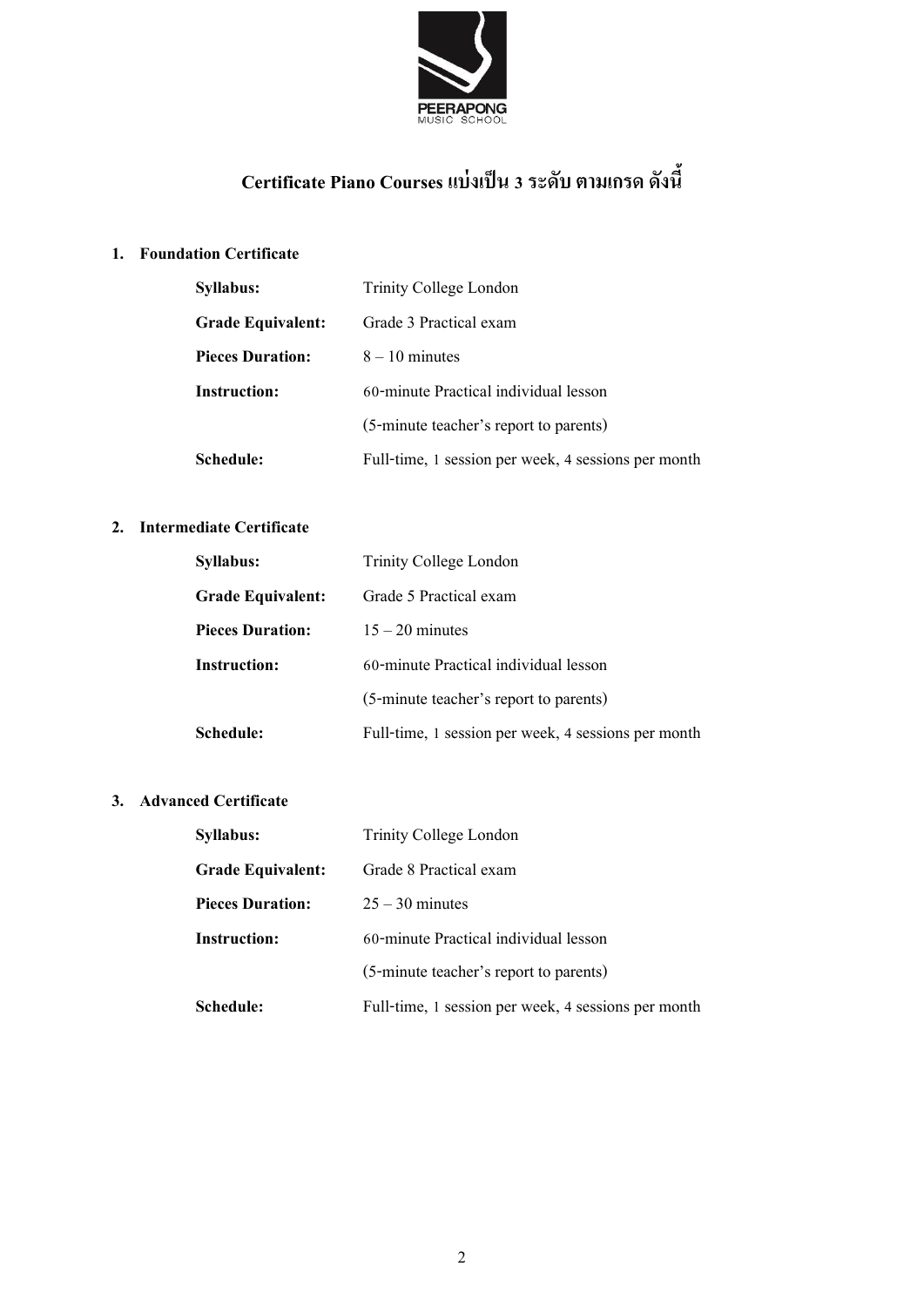PEERAPONG
MUSIC SCHOOL

# Certificate Piano Courses แบ่งเป็น 3 ระดับ ตามเกรด ดังนี้

## 1. Foundation Certificate

| | |
|---|---|
| **Syllabus:** | Trinity College London |
| **Grade Equivalent:** | Grade 3 Practical exam |
| **Pieces Duration:** | 8 – 10 minutes |
| **Instruction:** | 60-minute Practical individual lesson |
| | (5-minute teacher's report to parents) |
| **Schedule:** | Full-time, 1 session per week, 4 sessions per month |

## 2. Intermediate Certificate

| | |
|---|---|
| **Syllabus:** | Trinity College London |
| **Grade Equivalent:** | Grade 5 Practical exam |
| **Pieces Duration:** | 15 – 20 minutes |
| **Instruction:** | 60-minute Practical individual lesson |
| | (5-minute teacher's report to parents) |
| **Schedule:** | Full-time, 1 session per week, 4 sessions per month |

## 3. Advanced Certificate

| | |
|---|---|
| **Syllabus:** | Trinity College London |
| **Grade Equivalent:** | Grade 8 Practical exam |
| **Pieces Duration:** | 25 – 30 minutes |
| **Instruction:** | 60-minute Practical individual lesson |
| | (5-minute teacher's report to parents) |
| **Schedule:** | Full-time, 1 session per week, 4 sessions per month |